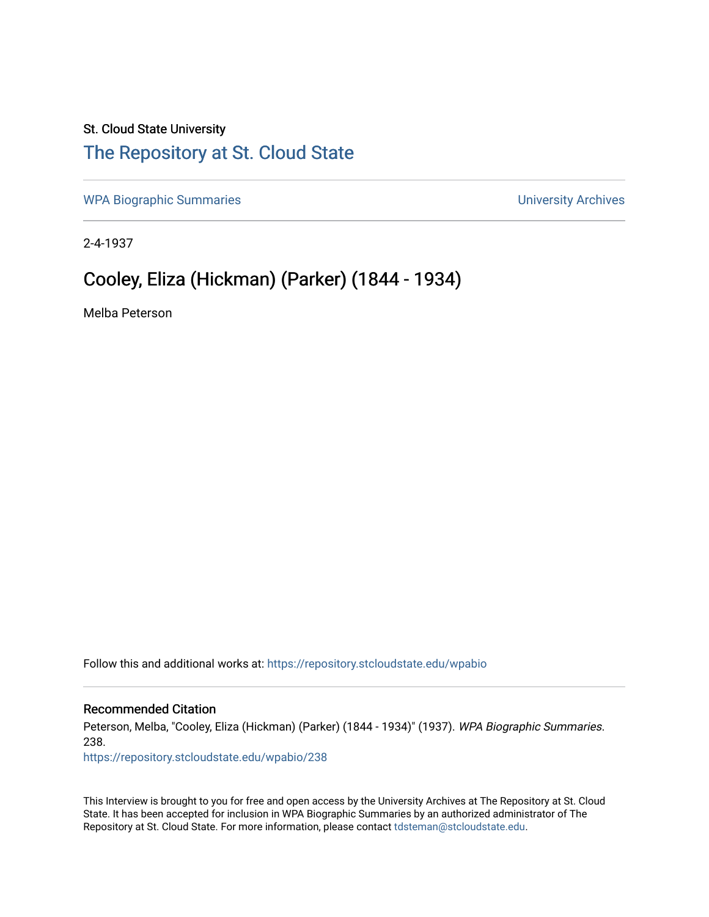St. Cloud State University

# The Repository at St. Cloud State

WPA Biographic Summaries

University Archives

2-4-1937

## Cooley, Eliza (Hickman) (Parker) (1844 - 1934)

Melba Peterson

Follow this and additional works at: https://repository.stcloudstate.edu/wpabio

### Recommended Citation

Peterson, Melba, "Cooley, Eliza (Hickman) (Parker) (1844 - 1934)" (1937). *WPA Biographic Summaries*. 238.
https://repository.stcloudstate.edu/wpabio/238

This Interview is brought to you for free and open access by the University Archives at The Repository at St. Cloud State. It has been accepted for inclusion in WPA Biographic Summaries by an authorized administrator of The Repository at St. Cloud State. For more information, please contact tdsteman@stcloudstate.edu.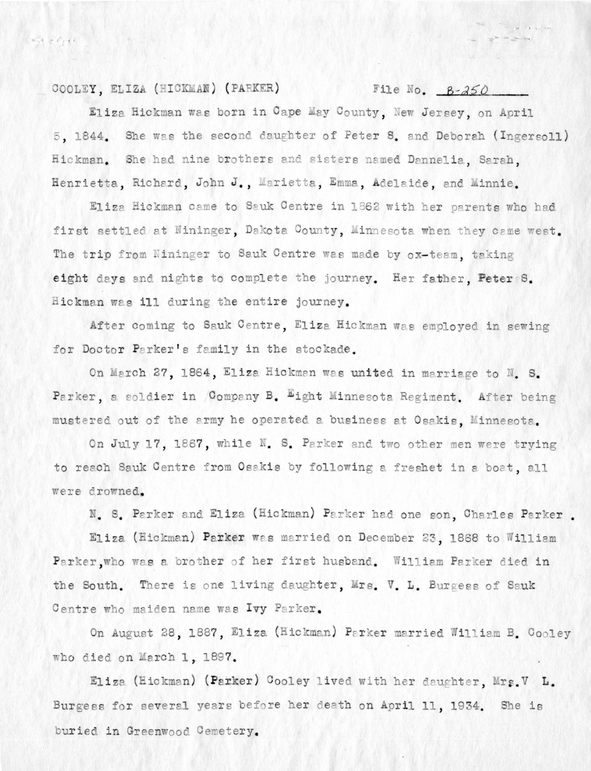COOLEY, ELIZA (HICKMAN) (PARKER) File No. B-250

Eliza Hickman was born in Cape May County, New Jersey, on April 5, 1844. She was the second daughter of Peter S. and Deborah (Ingersoll) Hickman. She had nine brothers and sisters named Dannelia, Sarah, Henrietta, Richard, John J., Marietta, Emma, Adelaide, and Minnie.

Eliza Hickman came to Sauk Centre in 1862 with her parents who had first settled at Nininger, Dakota County, Minnesota when they came west. The trip from Nininger to Sauk Centre was made by ox-team, taking eight days and nights to complete the journey. Her father, Peter S. Hickman was ill during the entire journey.

After coming to Sauk Centre, Eliza Hickman was employed in sewing for Doctor Parker's family in the stockade.

On March 27, 1864, Eliza Hickman was united in marriage to N. S. Parker, a soldier in Company B. Eight Minnesota Regiment. After being mustered out of the army he operated a business at Osakis, Minnesota.

On July 17, 1867, while N. S. Parker and two other men were trying to reach Sauk Centre from Osakis by following a freshet in a boat, all were drowned.

N. S. Parker and Eliza (Hickman) Parker had one son, Charles Parker.

Eliza (Hickman) Parker was married on December 23, 1868 to William Parker, who was a brother of her first husband. William Parker died in the South. There is one living daughter, Mrs. V. L. Burgess of Sauk Centre who maiden name was Ivy Parker.

On August 28, 1887, Eliza (Hickman) Parker married William B. Cooley who died on March 1, 1897.

Eliza (Hickman) (Parker) Cooley lived with her daughter, Mrs. V L. Burgess for several years before her death on April 11, 1934. She is buried in Greenwood Cemetery.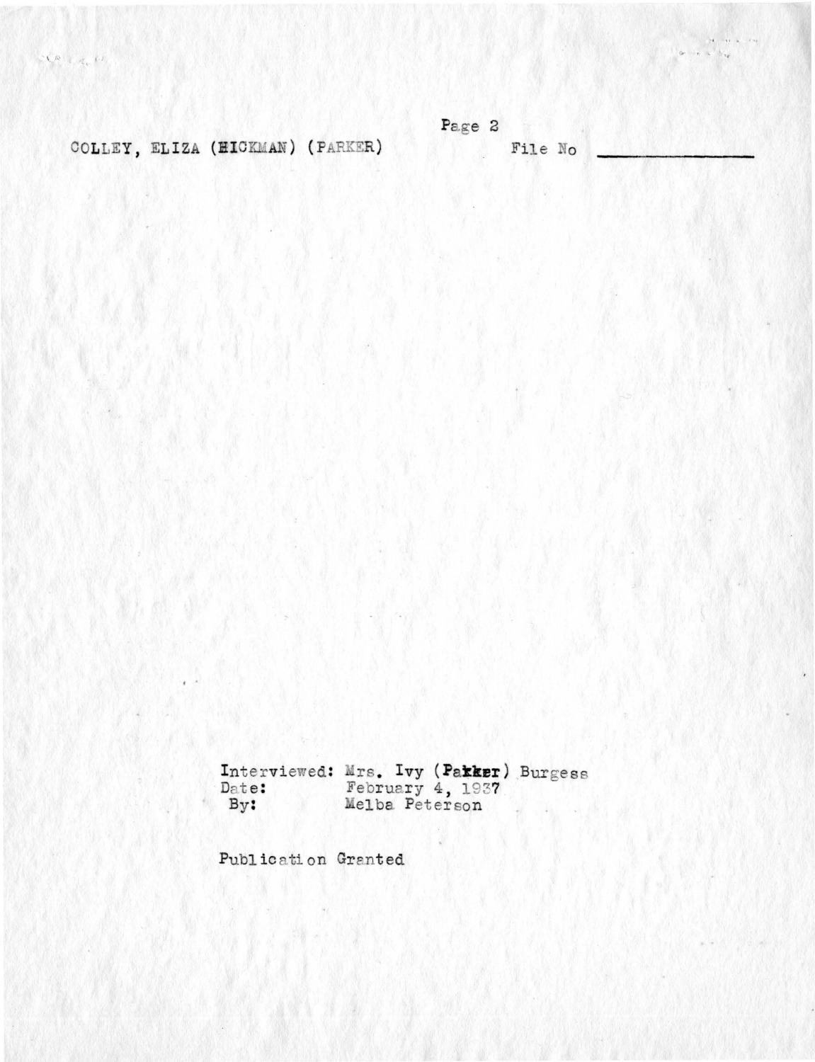COLLEY, ELIZA (HICKMAN) (PARKER)

Page 2

File No ____________

Interviewed: Mrs. Ivy (**Pakker**) Burgess
Date: February 4, 1937
By: Melba Peterson

Publication Granted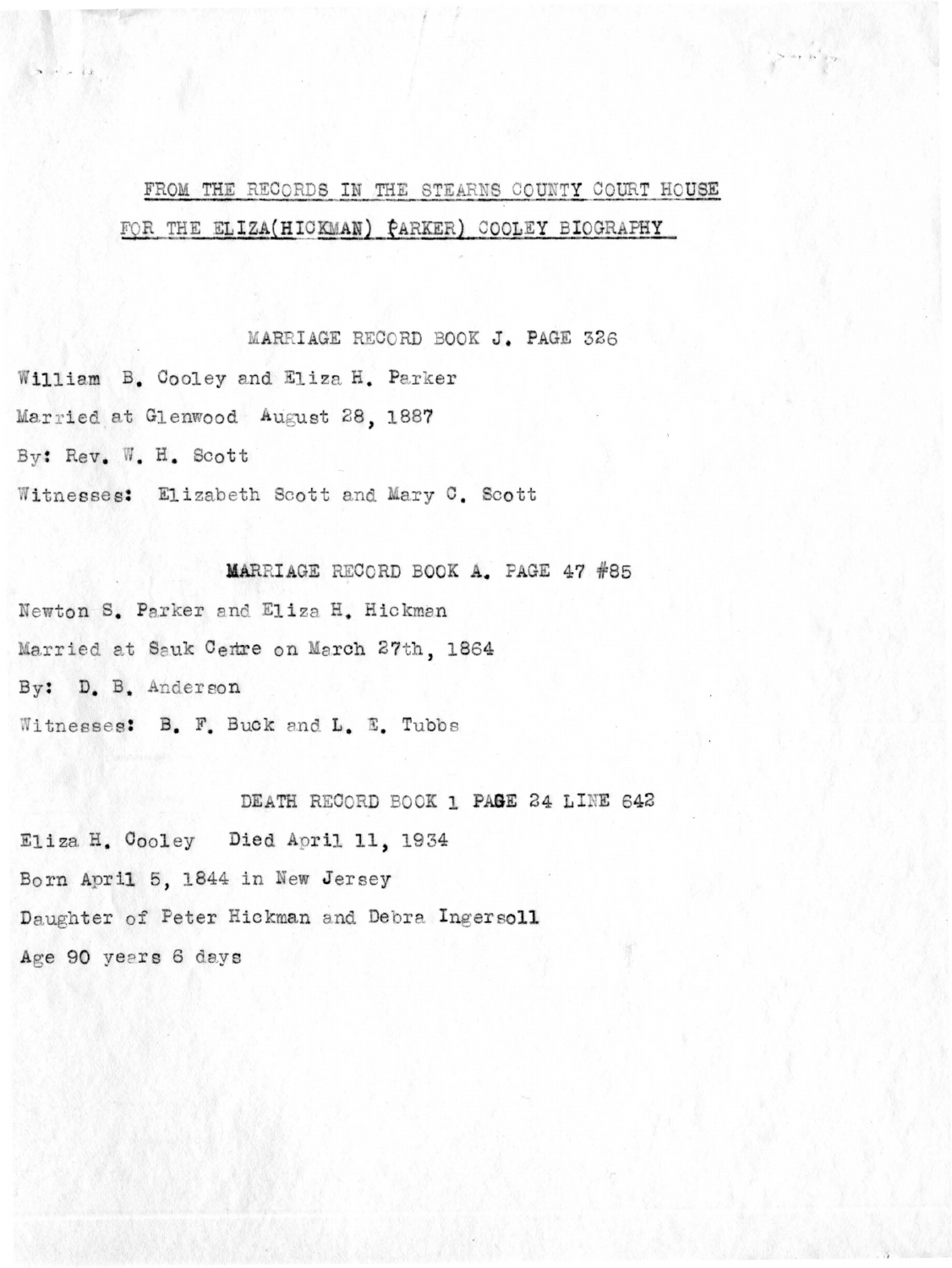FROM THE RECORDS IN THE STEARNS COUNTY COURT HOUSE

FOR THE ELIZA(HICKMAN) (PARKER) COOLEY BIOGRAPHY

MARRIAGE RECORD BOOK J. PAGE 326

William B. Cooley and Eliza H. Parker

Married at Glenwood August 28, 1887

By: Rev. W. H. Scott

Witnesses: Elizabeth Scott and Mary C. Scott

MARRIAGE RECORD BOOK A. PAGE 47 #85

Newton S. Parker and Eliza H. Hickman

Married at Sauk Centre on March 27th, 1864

By: D. B. Anderson

Witnesses: B. F. Buck and L. E. Tubbs

DEATH RECORD BOOK 1 PAGE 24 LINE 642

Eliza H. Cooley Died April 11, 1934

Born April 5, 1844 in New Jersey

Daughter of Peter Hickman and Debra Ingersoll

Age 90 years 6 days